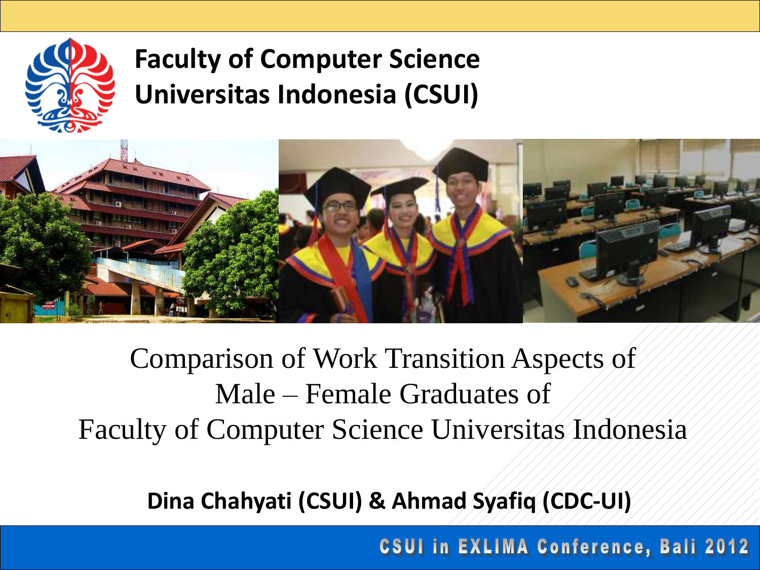# Faculty of Computer Science Universitas Indonesia (CSUI)

## Comparison of Work Transition Aspects of Male – Female Graduates of Faculty of Computer Science Universitas Indonesia

**Dina Chahyati (CSUI) & Ahmad Syafiq (CDC-UI)**

CSUI in EXLIMA Conference, Bali 2012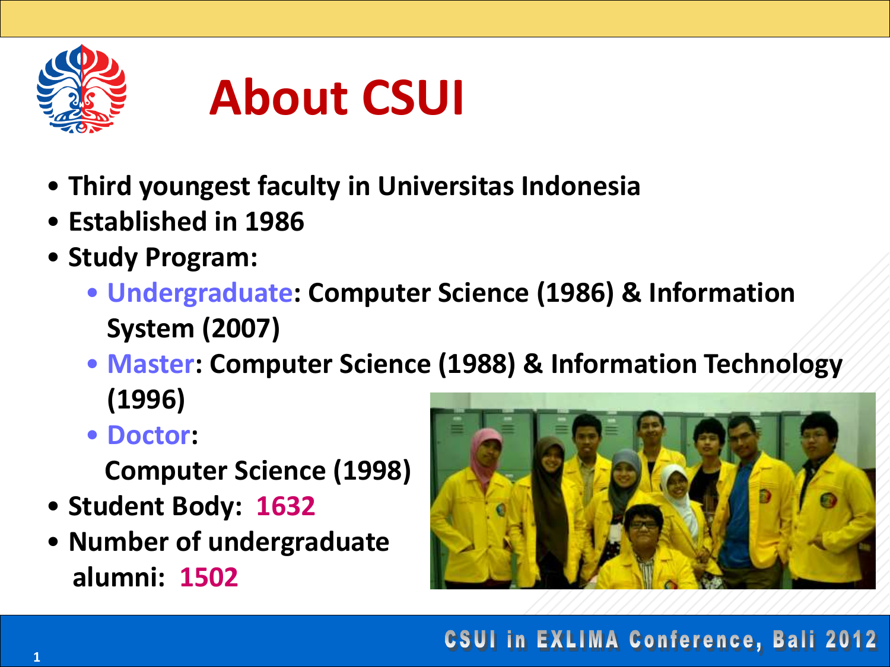# About CSUI

- Third youngest faculty in Universitas Indonesia
- Established in 1986
- Study Program:
  - Undergraduate: Computer Science (1986) & Information System (2007)
  - Master: Computer Science (1988) & Information Technology (1996)
  - Doctor: Computer Science (1998)
- Student Body: 1632
- Number of undergraduate alumni: 1502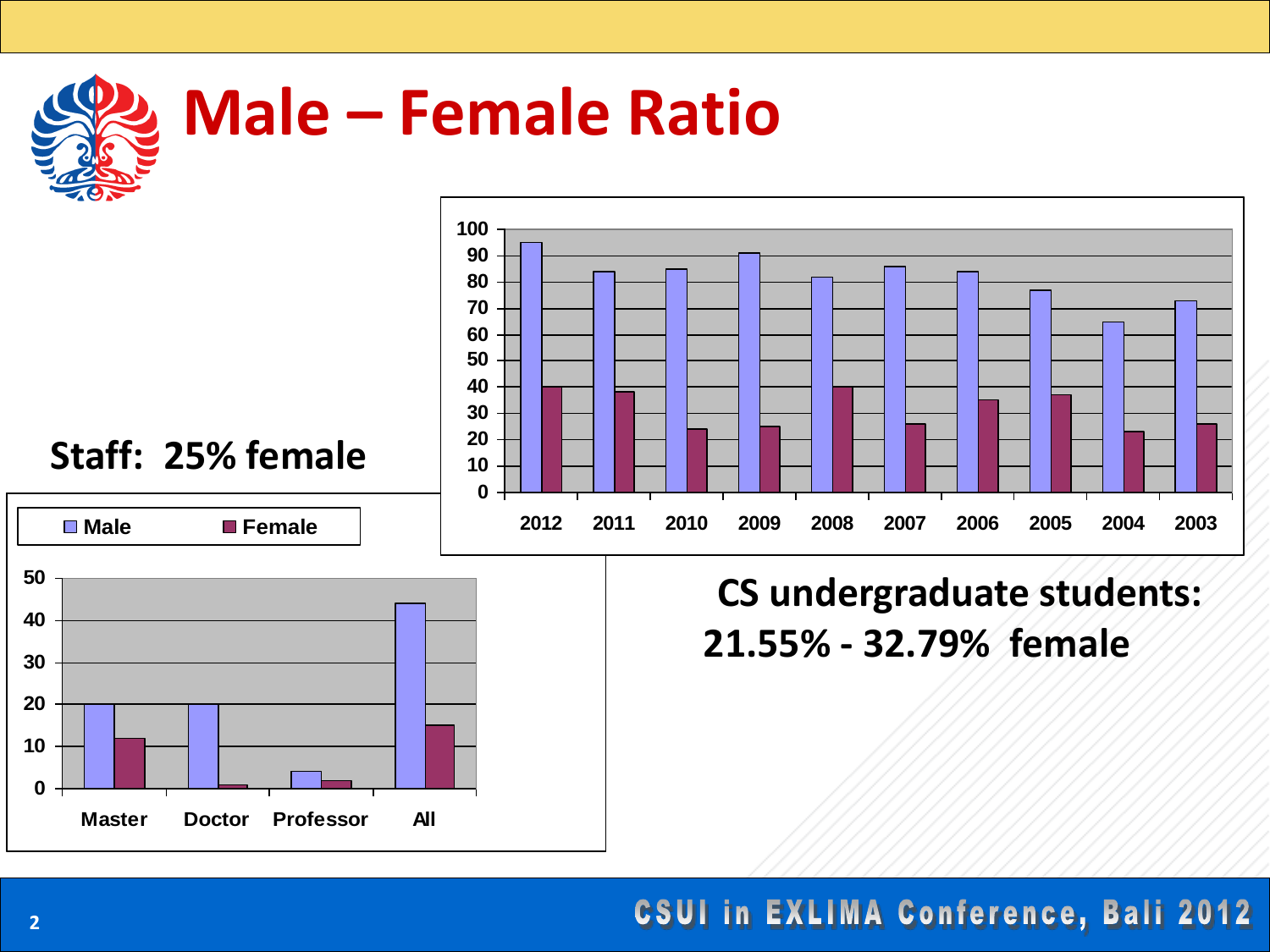# Male – Female Ratio

**Staff: 25% female**

| | Male | Female |
|---|---|---|
| Master | 20 | 12 |
| Doctor | 20 | 1 |
| Professor | 4 | 2 |
| All | 44 | 15 |

| Year | 2012 | 2011 | 2010 | 2009 | 2008 | 2007 | 2006 | 2005 | 2004 | 2003 |
|---|---|---|---|---|---|---|---|---|---|---|
| Male | 95 | 84 | 85 | 91 | 82 | 86 | 84 | 77 | 65 | 73 |
| Female | 40 | 38 | 24 | 25 | 40 | 26 | 35 | 37 | 23 | 26 |

**CS undergraduate students: 21.55% - 32.79% female**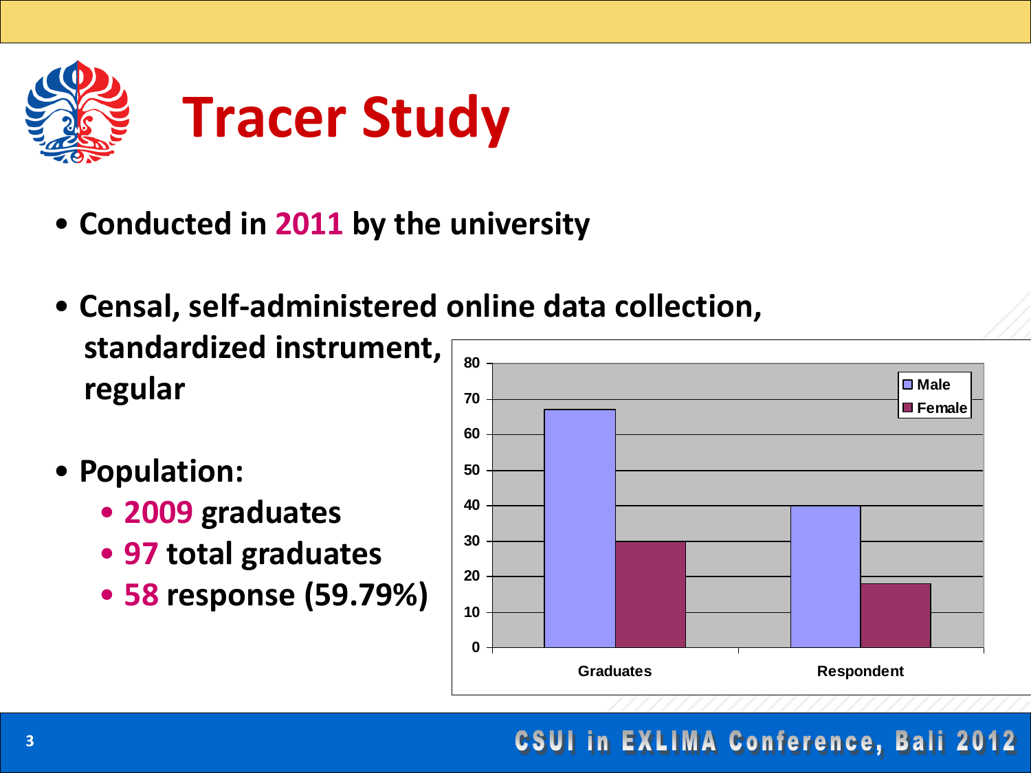# Tracer Study

- **Conducted in 2011 by the university**
- **Censal, self-administered online data collection, standardized instrument, regular**
- **Population:**
  - **2009 graduates**
  - **97 total graduates**
  - **58 response (59.79%)**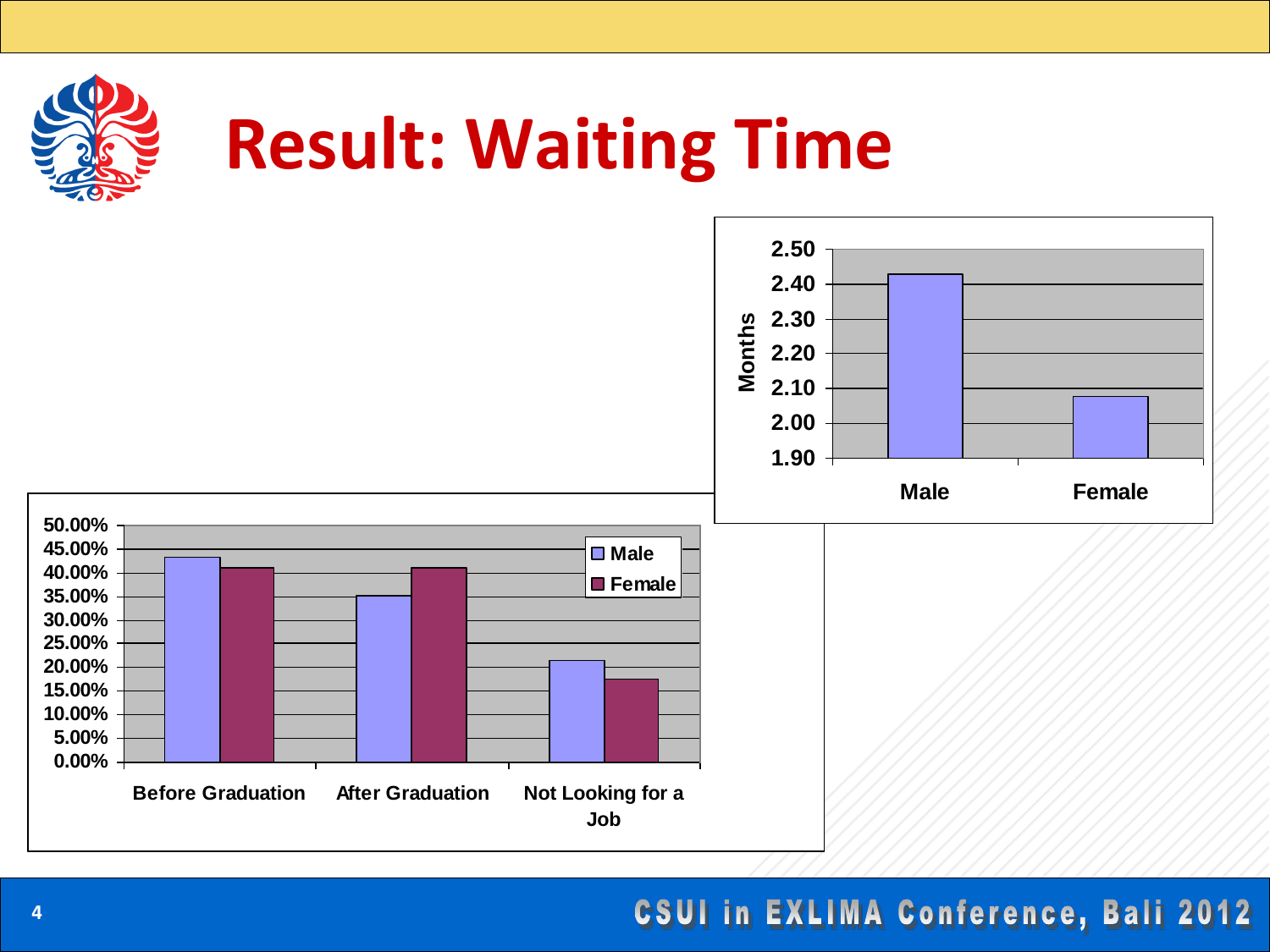# Result: Waiting Time

| Months | Male | Female |
|---|---|---|
| Waiting time | 2.43 | 2.08 |

| | Male | Female |
|---|---|---|
| Before Graduation | 43.5% | 41% |
| After Graduation | 35% | 41% |
| Not Looking for a Job | 21.5% | 17.5% |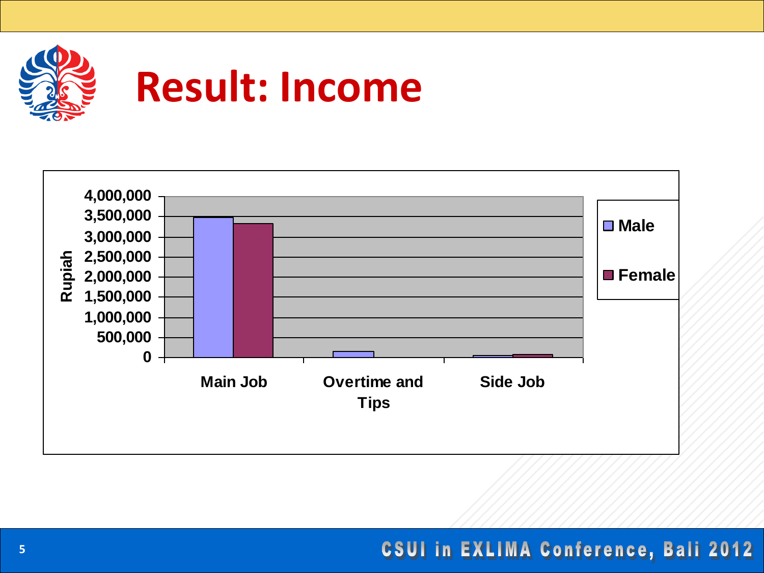# Result: Income

Rupiah

| | Main Job | Overtime and Tips | Side Job |
|---|---|---|---|
| Male | | | |
| Female | | | |

4,000,000
3,500,000
3,000,000
2,500,000
2,000,000
1,500,000
1,000,000
500,000
0

Main Job | Overtime and Tips | Side Job

Male
Female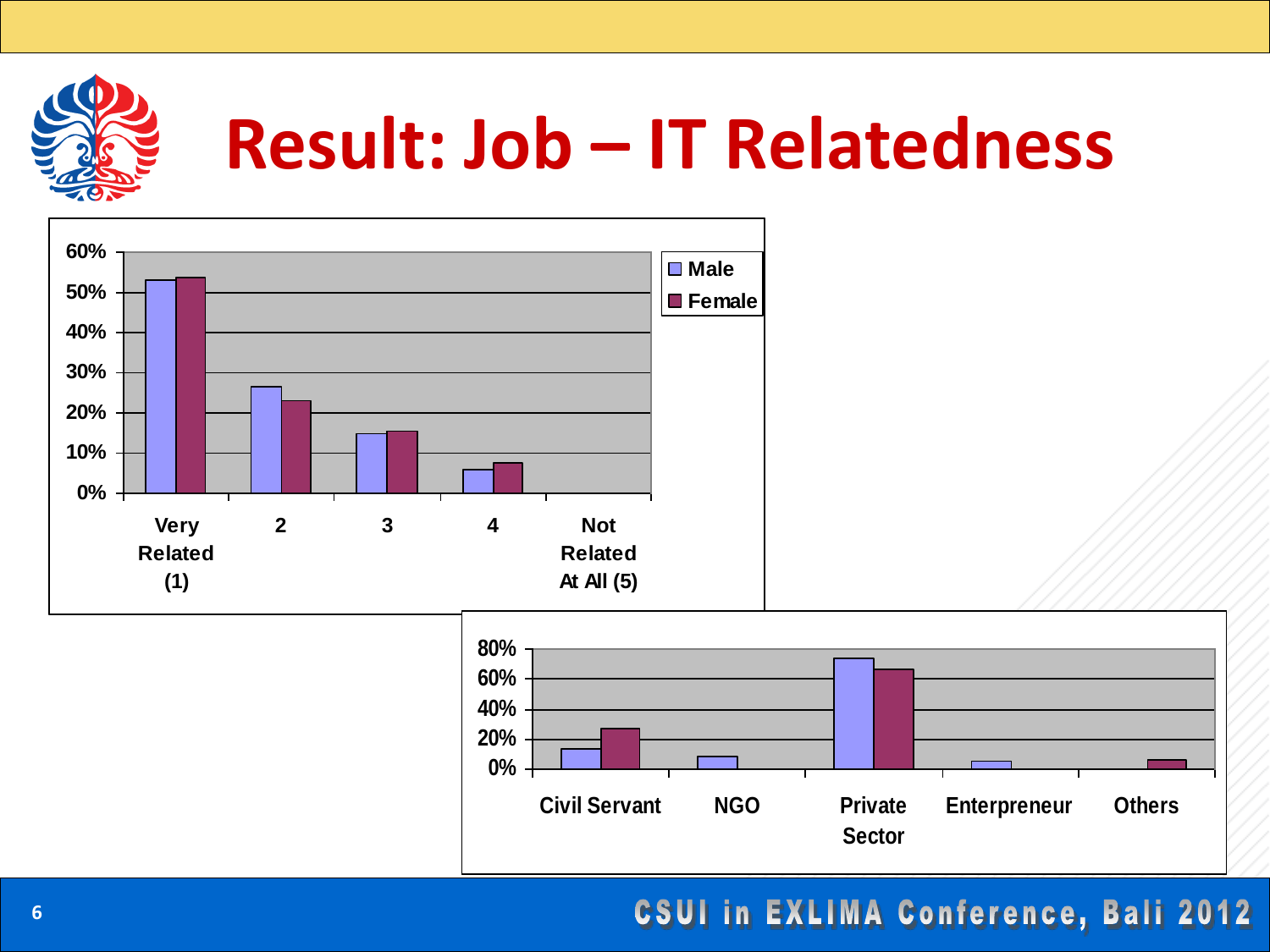# Result: Job – IT Relatedness

| | Very Related (1) | 2 | 3 | 4 | Not Related At All (5) |
|---|---|---|---|---|---|
| Male | 53% | 26.5% | 15% | 6% | 0% |
| Female | 53.5% | 23% | 15.5% | 7.5% | 0% |

| | Civil Servant | NGO | Private Sector | Enterpreneur | Others |
|---|---|---|---|---|---|
| Male | 14% | 9% | 74% | 5% | 0% |
| Female | 27% | 0% | 67% | 0% | 6% |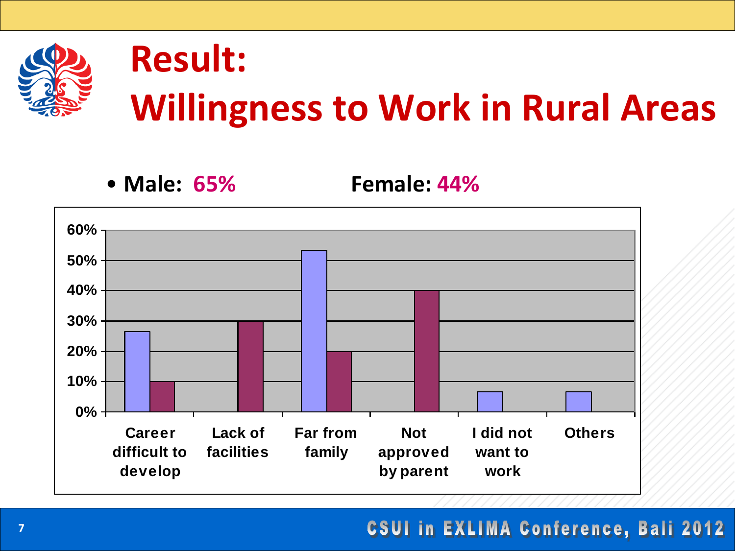# Result: Willingness to Work in Rural Areas

- **Male: 65%** **Female: 44%**

| Reason | Male (blue) | Female (maroon) |
|---|---|---|
| Career difficult to develop | ~27% | ~10% |
| Lack of facilities | 0% | ~30% |
| Far from family | ~53% | ~20% |
| Not approved by parent | 0% | ~40% |
| I did not want to work | ~7% | 0% |
| Others | ~7% | 0% |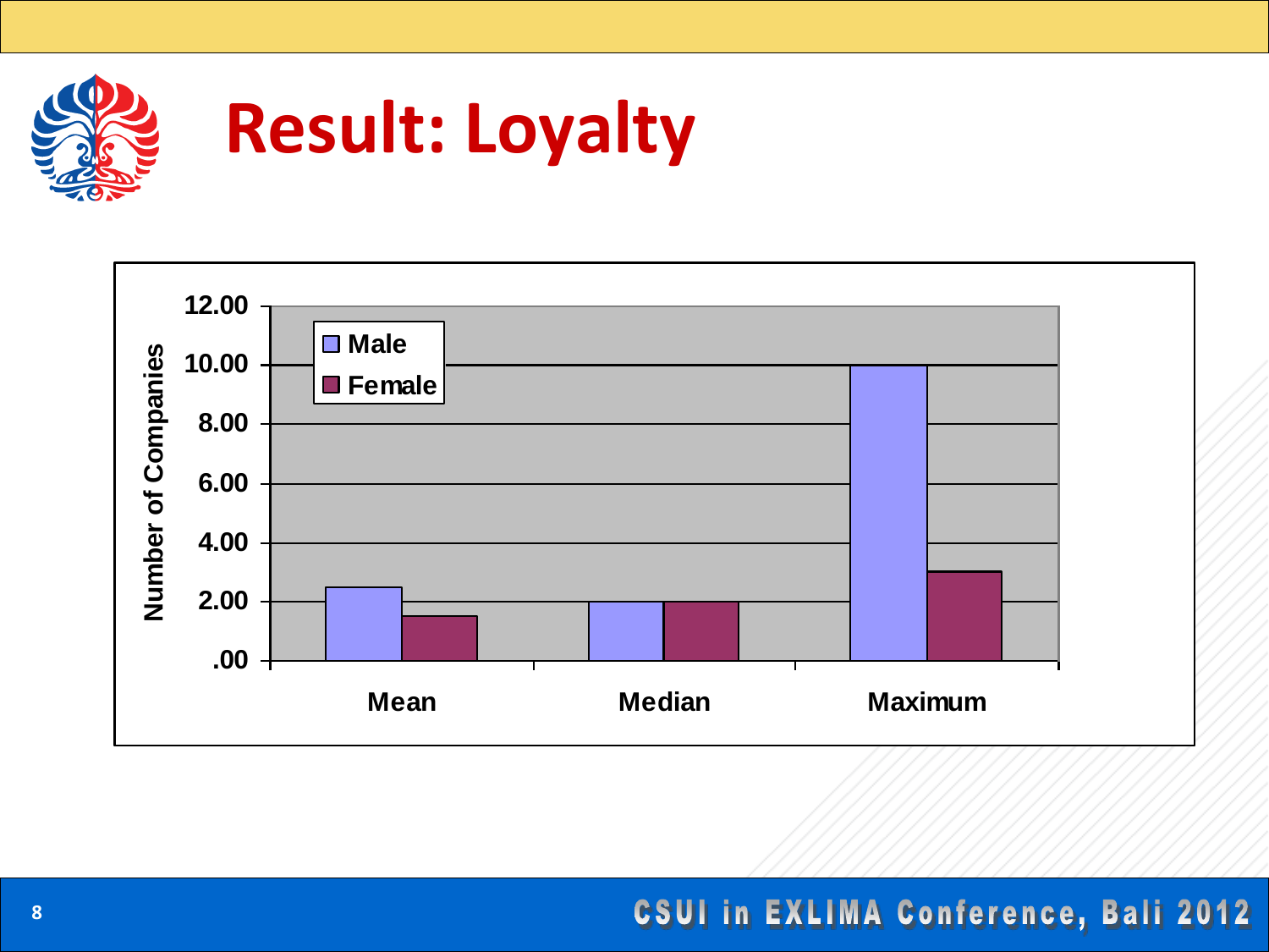# Result: Loyalty

| | Male | Female |
|---|---|---|
| Mean | 2.50 | 1.50 |
| Median | 2.00 | 2.00 |
| Maximum | 10.00 | 3.00 |

*Y-axis: Number of Companies*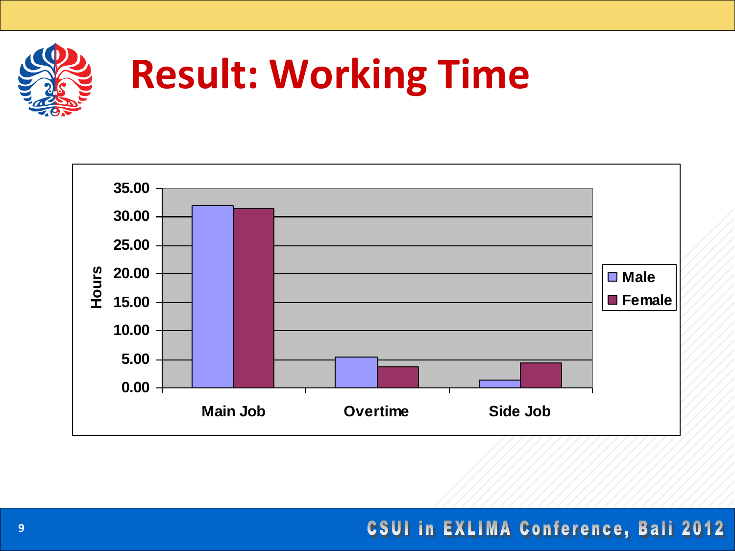# Result: Working Time

| | Male | Female |
|---|---|---|
| Main Job | 32.0 | 31.5 |
| Overtime | 5.5 | 3.7 |
| Side Job | 1.4 | 4.4 |

*Hours (approximate values read from chart)*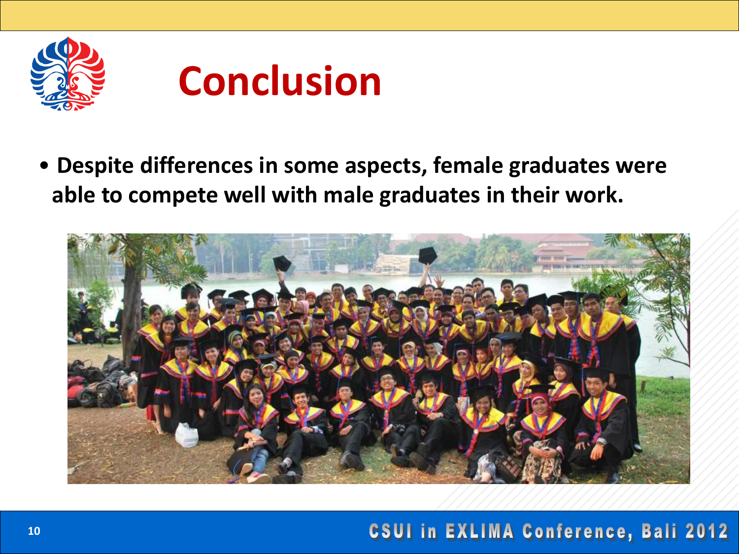# Conclusion

- **Despite differences in some aspects, female graduates were able to compete well with male graduates in their work.**